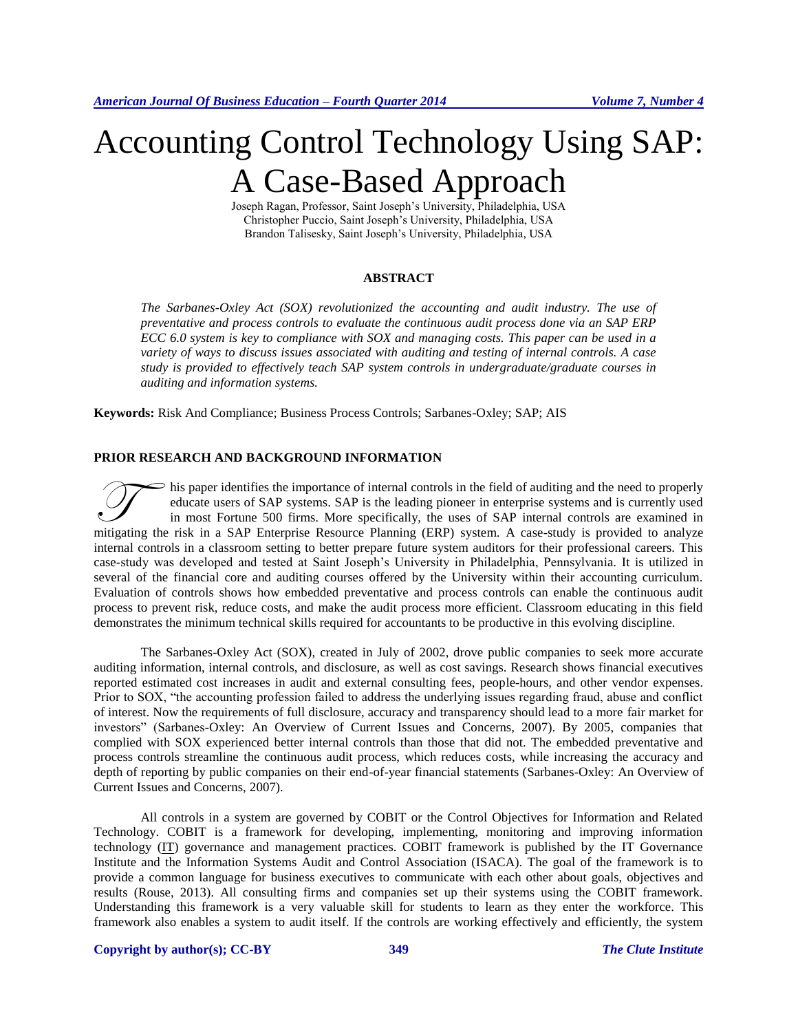# Accounting Control Technology Using SAP: A Case-Based Approach

Joseph Ragan, Professor, Saint Joseph's University, Philadelphia, USA
Christopher Puccio, Saint Joseph's University, Philadelphia, USA
Brandon Talisesky, Saint Joseph's University, Philadelphia, USA

## ABSTRACT

*The Sarbanes-Oxley Act (SOX) revolutionized the accounting and audit industry. The use of preventative and process controls to evaluate the continuous audit process done via an SAP ERP ECC 6.0 system is key to compliance with SOX and managing costs. This paper can be used in a variety of ways to discuss issues associated with auditing and testing of internal controls. A case study is provided to effectively teach SAP system controls in undergraduate/graduate courses in auditing and information systems.*

**Keywords:** Risk And Compliance; Business Process Controls; Sarbanes-Oxley; SAP; AIS

## PRIOR RESEARCH AND BACKGROUND INFORMATION

This paper identifies the importance of internal controls in the field of auditing and the need to properly educate users of SAP systems. SAP is the leading pioneer in enterprise systems and is currently used in most Fortune 500 firms. More specifically, the uses of SAP internal controls are examined in mitigating the risk in a SAP Enterprise Resource Planning (ERP) system. A case-study is provided to analyze internal controls in a classroom setting to better prepare future system auditors for their professional careers. This case-study was developed and tested at Saint Joseph's University in Philadelphia, Pennsylvania. It is utilized in several of the financial core and auditing courses offered by the University within their accounting curriculum. Evaluation of controls shows how embedded preventative and process controls can enable the continuous audit process to prevent risk, reduce costs, and make the audit process more efficient. Classroom educating in this field demonstrates the minimum technical skills required for accountants to be productive in this evolving discipline.

The Sarbanes-Oxley Act (SOX), created in July of 2002, drove public companies to seek more accurate auditing information, internal controls, and disclosure, as well as cost savings. Research shows financial executives reported estimated cost increases in audit and external consulting fees, people-hours, and other vendor expenses. Prior to SOX, "the accounting profession failed to address the underlying issues regarding fraud, abuse and conflict of interest. Now the requirements of full disclosure, accuracy and transparency should lead to a more fair market for investors" (Sarbanes-Oxley: An Overview of Current Issues and Concerns, 2007). By 2005, companies that complied with SOX experienced better internal controls than those that did not. The embedded preventative and process controls streamline the continuous audit process, which reduces costs, while increasing the accuracy and depth of reporting by public companies on their end-of-year financial statements (Sarbanes-Oxley: An Overview of Current Issues and Concerns, 2007).

All controls in a system are governed by COBIT or the Control Objectives for Information and Related Technology. COBIT is a framework for developing, implementing, monitoring and improving information technology (IT) governance and management practices. COBIT framework is published by the IT Governance Institute and the Information Systems Audit and Control Association (ISACA). The goal of the framework is to provide a common language for business executives to communicate with each other about goals, objectives and results (Rouse, 2013). All consulting firms and companies set up their systems using the COBIT framework. Understanding this framework is a very valuable skill for students to learn as they enter the workforce. This framework also enables a system to audit itself. If the controls are working effectively and efficiently, the system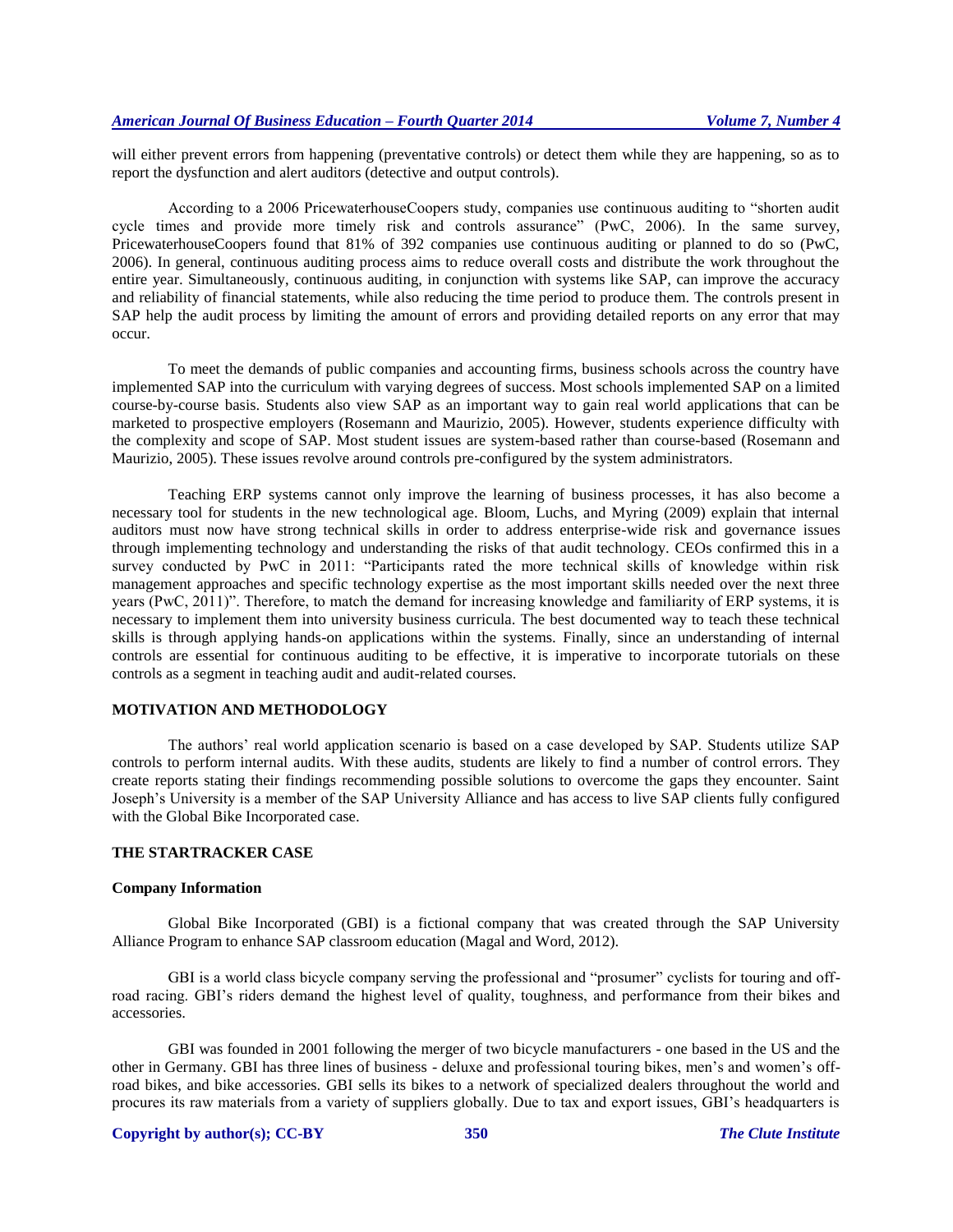will either prevent errors from happening (preventative controls) or detect them while they are happening, so as to report the dysfunction and alert auditors (detective and output controls).

According to a 2006 PricewaterhouseCoopers study, companies use continuous auditing to "shorten audit cycle times and provide more timely risk and controls assurance" (PwC, 2006). In the same survey, PricewaterhouseCoopers found that 81% of 392 companies use continuous auditing or planned to do so (PwC, 2006). In general, continuous auditing process aims to reduce overall costs and distribute the work throughout the entire year. Simultaneously, continuous auditing, in conjunction with systems like SAP, can improve the accuracy and reliability of financial statements, while also reducing the time period to produce them. The controls present in SAP help the audit process by limiting the amount of errors and providing detailed reports on any error that may occur.

To meet the demands of public companies and accounting firms, business schools across the country have implemented SAP into the curriculum with varying degrees of success. Most schools implemented SAP on a limited course-by-course basis. Students also view SAP as an important way to gain real world applications that can be marketed to prospective employers (Rosemann and Maurizio, 2005). However, students experience difficulty with the complexity and scope of SAP. Most student issues are system-based rather than course-based (Rosemann and Maurizio, 2005). These issues revolve around controls pre-configured by the system administrators.

Teaching ERP systems cannot only improve the learning of business processes, it has also become a necessary tool for students in the new technological age. Bloom, Luchs, and Myring (2009) explain that internal auditors must now have strong technical skills in order to address enterprise-wide risk and governance issues through implementing technology and understanding the risks of that audit technology. CEOs confirmed this in a survey conducted by PwC in 2011: "Participants rated the more technical skills of knowledge within risk management approaches and specific technology expertise as the most important skills needed over the next three years (PwC, 2011)". Therefore, to match the demand for increasing knowledge and familiarity of ERP systems, it is necessary to implement them into university business curricula. The best documented way to teach these technical skills is through applying hands-on applications within the systems. Finally, since an understanding of internal controls are essential for continuous auditing to be effective, it is imperative to incorporate tutorials on these controls as a segment in teaching audit and audit-related courses.

## MOTIVATION AND METHODOLOGY

The authors' real world application scenario is based on a case developed by SAP. Students utilize SAP controls to perform internal audits. With these audits, students are likely to find a number of control errors. They create reports stating their findings recommending possible solutions to overcome the gaps they encounter. Saint Joseph's University is a member of the SAP University Alliance and has access to live SAP clients fully configured with the Global Bike Incorporated case.

## THE STARTRACKER CASE

### Company Information

Global Bike Incorporated (GBI) is a fictional company that was created through the SAP University Alliance Program to enhance SAP classroom education (Magal and Word, 2012).

GBI is a world class bicycle company serving the professional and "prosumer" cyclists for touring and off-road racing. GBI's riders demand the highest level of quality, toughness, and performance from their bikes and accessories.

GBI was founded in 2001 following the merger of two bicycle manufacturers - one based in the US and the other in Germany. GBI has three lines of business - deluxe and professional touring bikes, men's and women's off-road bikes, and bike accessories. GBI sells its bikes to a network of specialized dealers throughout the world and procures its raw materials from a variety of suppliers globally. Due to tax and export issues, GBI's headquarters is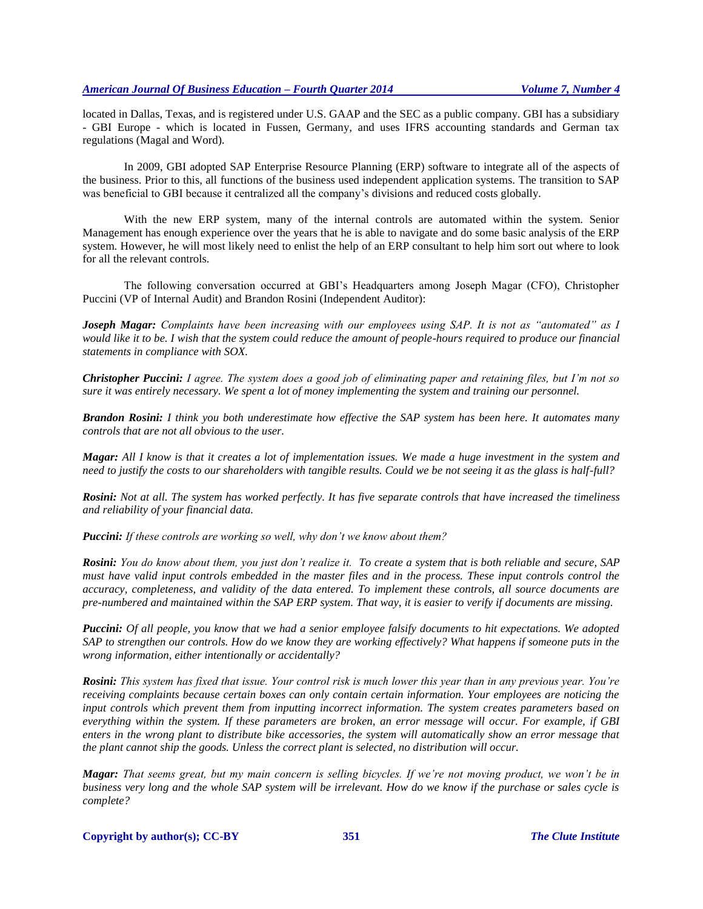located in Dallas, Texas, and is registered under U.S. GAAP and the SEC as a public company. GBI has a subsidiary - GBI Europe - which is located in Fussen, Germany, and uses IFRS accounting standards and German tax regulations (Magal and Word).

In 2009, GBI adopted SAP Enterprise Resource Planning (ERP) software to integrate all of the aspects of the business. Prior to this, all functions of the business used independent application systems. The transition to SAP was beneficial to GBI because it centralized all the company's divisions and reduced costs globally.

With the new ERP system, many of the internal controls are automated within the system. Senior Management has enough experience over the years that he is able to navigate and do some basic analysis of the ERP system. However, he will most likely need to enlist the help of an ERP consultant to help him sort out where to look for all the relevant controls.

The following conversation occurred at GBI's Headquarters among Joseph Magar (CFO), Christopher Puccini (VP of Internal Audit) and Brandon Rosini (Independent Auditor):

***Joseph Magar:*** *Complaints have been increasing with our employees using SAP. It is not as "automated" as I would like it to be. I wish that the system could reduce the amount of people-hours required to produce our financial statements in compliance with SOX.*

***Christopher Puccini:*** *I agree. The system does a good job of eliminating paper and retaining files, but I'm not so sure it was entirely necessary. We spent a lot of money implementing the system and training our personnel.*

***Brandon Rosini:*** *I think you both underestimate how effective the SAP system has been here. It automates many controls that are not all obvious to the user.*

***Magar:*** *All I know is that it creates a lot of implementation issues. We made a huge investment in the system and need to justify the costs to our shareholders with tangible results. Could we be not seeing it as the glass is half-full?*

***Rosini:*** *Not at all. The system has worked perfectly. It has five separate controls that have increased the timeliness and reliability of your financial data.*

***Puccini:*** *If these controls are working so well, why don't we know about them?*

***Rosini:*** *You do know about them, you just don't realize it. To create a system that is both reliable and secure, SAP must have valid input controls embedded in the master files and in the process. These input controls control the accuracy, completeness, and validity of the data entered. To implement these controls, all source documents are pre-numbered and maintained within the SAP ERP system. That way, it is easier to verify if documents are missing.*

***Puccini:*** *Of all people, you know that we had a senior employee falsify documents to hit expectations. We adopted SAP to strengthen our controls. How do we know they are working effectively? What happens if someone puts in the wrong information, either intentionally or accidentally?*

***Rosini:*** *This system has fixed that issue. Your control risk is much lower this year than in any previous year. You're receiving complaints because certain boxes can only contain certain information. Your employees are noticing the input controls which prevent them from inputting incorrect information. The system creates parameters based on everything within the system. If these parameters are broken, an error message will occur. For example, if GBI enters in the wrong plant to distribute bike accessories, the system will automatically show an error message that the plant cannot ship the goods. Unless the correct plant is selected, no distribution will occur.*

***Magar:*** *That seems great, but my main concern is selling bicycles. If we're not moving product, we won't be in business very long and the whole SAP system will be irrelevant. How do we know if the purchase or sales cycle is complete?*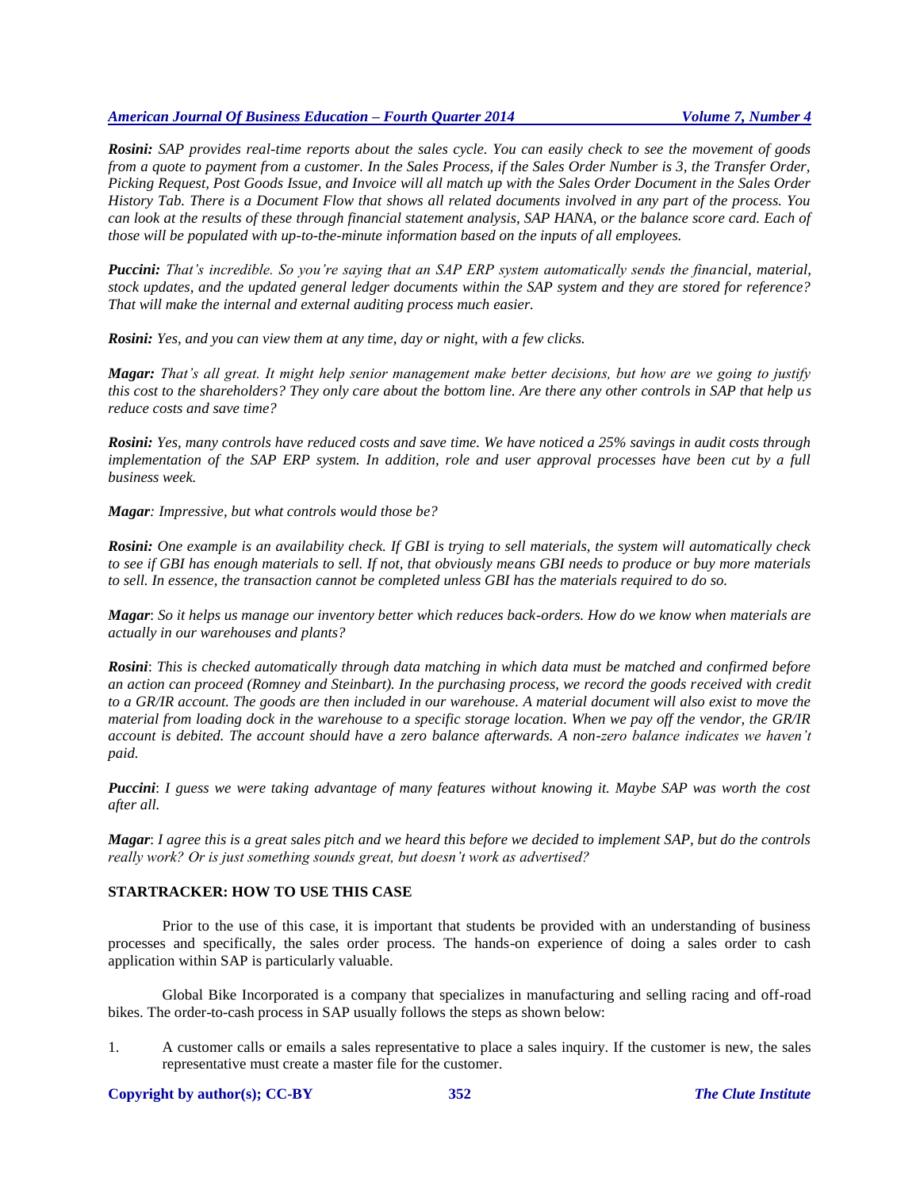***Rosini:*** *SAP provides real-time reports about the sales cycle. You can easily check to see the movement of goods from a quote to payment from a customer. In the Sales Process, if the Sales Order Number is 3, the Transfer Order, Picking Request, Post Goods Issue, and Invoice will all match up with the Sales Order Document in the Sales Order History Tab. There is a Document Flow that shows all related documents involved in any part of the process. You can look at the results of these through financial statement analysis, SAP HANA, or the balance score card. Each of those will be populated with up-to-the-minute information based on the inputs of all employees.*

***Puccini:*** *That's incredible. So you're saying that an SAP ERP system automatically sends the financial, material, stock updates, and the updated general ledger documents within the SAP system and they are stored for reference? That will make the internal and external auditing process much easier.*

***Rosini:*** *Yes, and you can view them at any time, day or night, with a few clicks.*

***Magar:*** *That's all great. It might help senior management make better decisions, but how are we going to justify this cost to the shareholders? They only care about the bottom line. Are there any other controls in SAP that help us reduce costs and save time?*

***Rosini:*** *Yes, many controls have reduced costs and save time. We have noticed a 25% savings in audit costs through implementation of the SAP ERP system. In addition, role and user approval processes have been cut by a full business week.*

***Magar****: Impressive, but what controls would those be?*

***Rosini:*** *One example is an availability check. If GBI is trying to sell materials, the system will automatically check to see if GBI has enough materials to sell. If not, that obviously means GBI needs to produce or buy more materials to sell. In essence, the transaction cannot be completed unless GBI has the materials required to do so.*

***Magar***: *So it helps us manage our inventory better which reduces back-orders. How do we know when materials are actually in our warehouses and plants?*

***Rosini***: *This is checked automatically through data matching in which data must be matched and confirmed before an action can proceed (Romney and Steinbart). In the purchasing process, we record the goods received with credit to a GR/IR account. The goods are then included in our warehouse. A material document will also exist to move the material from loading dock in the warehouse to a specific storage location. When we pay off the vendor, the GR/IR account is debited. The account should have a zero balance afterwards. A non-zero balance indicates we haven't paid.*

***Puccini***: *I guess we were taking advantage of many features without knowing it. Maybe SAP was worth the cost after all.*

***Magar***: *I agree this is a great sales pitch and we heard this before we decided to implement SAP, but do the controls really work? Or is just something sounds great, but doesn't work as advertised?*

## STARTRACKER: HOW TO USE THIS CASE

Prior to the use of this case, it is important that students be provided with an understanding of business processes and specifically, the sales order process. The hands-on experience of doing a sales order to cash application within SAP is particularly valuable.

Global Bike Incorporated is a company that specializes in manufacturing and selling racing and off-road bikes. The order-to-cash process in SAP usually follows the steps as shown below:

1. A customer calls or emails a sales representative to place a sales inquiry. If the customer is new, the sales representative must create a master file for the customer.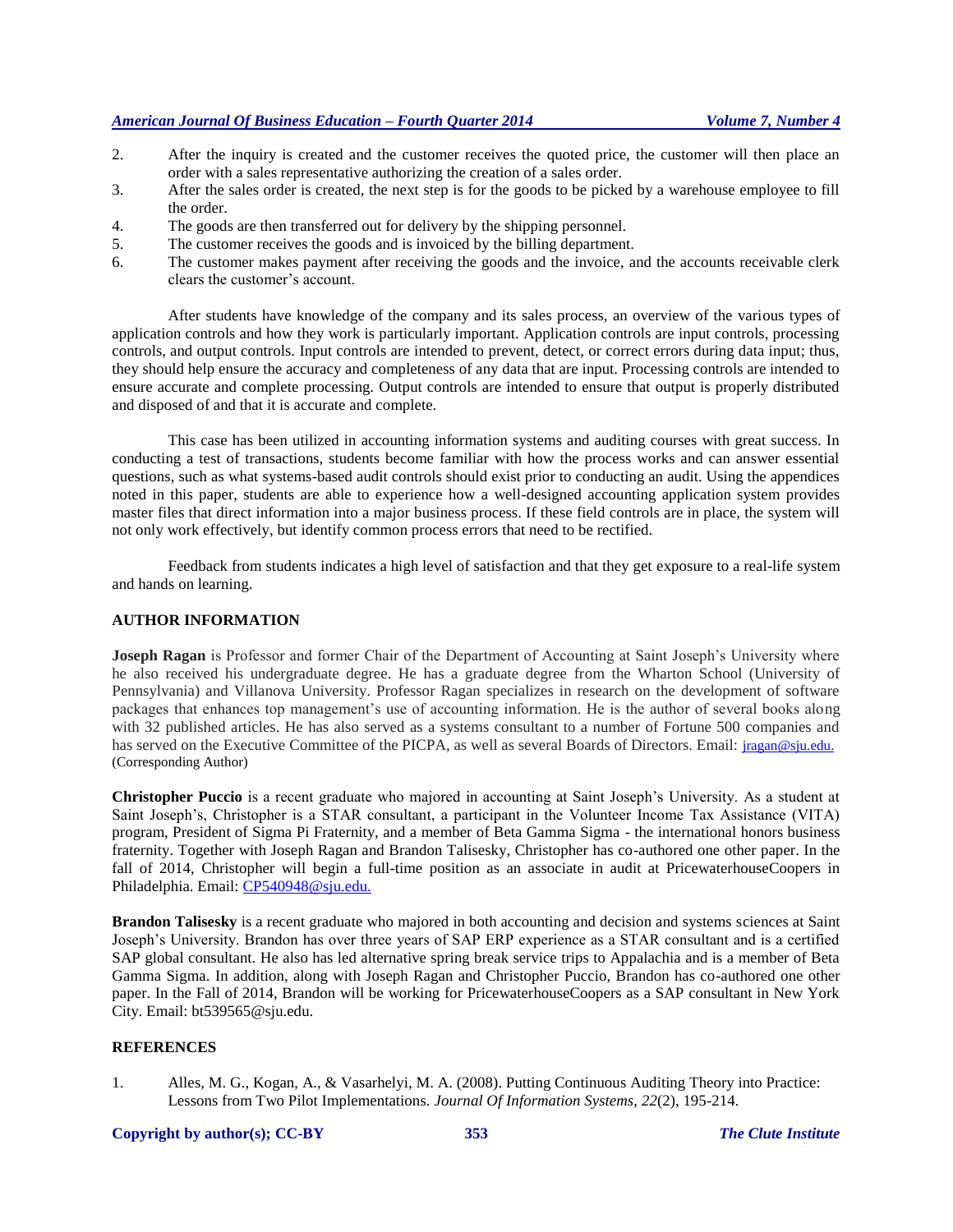2. After the inquiry is created and the customer receives the quoted price, the customer will then place an order with a sales representative authorizing the creation of a sales order.
3. After the sales order is created, the next step is for the goods to be picked by a warehouse employee to fill the order.
4. The goods are then transferred out for delivery by the shipping personnel.
5. The customer receives the goods and is invoiced by the billing department.
6. The customer makes payment after receiving the goods and the invoice, and the accounts receivable clerk clears the customer's account.

After students have knowledge of the company and its sales process, an overview of the various types of application controls and how they work is particularly important. Application controls are input controls, processing controls, and output controls. Input controls are intended to prevent, detect, or correct errors during data input; thus, they should help ensure the accuracy and completeness of any data that are input. Processing controls are intended to ensure accurate and complete processing. Output controls are intended to ensure that output is properly distributed and disposed of and that it is accurate and complete.

This case has been utilized in accounting information systems and auditing courses with great success. In conducting a test of transactions, students become familiar with how the process works and can answer essential questions, such as what systems-based audit controls should exist prior to conducting an audit. Using the appendices noted in this paper, students are able to experience how a well-designed accounting application system provides master files that direct information into a major business process. If these field controls are in place, the system will not only work effectively, but identify common process errors that need to be rectified.

Feedback from students indicates a high level of satisfaction and that they get exposure to a real-life system and hands on learning.

## AUTHOR INFORMATION

**Joseph Ragan** is Professor and former Chair of the Department of Accounting at Saint Joseph's University where he also received his undergraduate degree. He has a graduate degree from the Wharton School (University of Pennsylvania) and Villanova University. Professor Ragan specializes in research on the development of software packages that enhances top management's use of accounting information. He is the author of several books along with 32 published articles. He has also served as a systems consultant to a number of Fortune 500 companies and has served on the Executive Committee of the PICPA, as well as several Boards of Directors. Email: jragan@sju.edu. (Corresponding Author)

**Christopher Puccio** is a recent graduate who majored in accounting at Saint Joseph's University. As a student at Saint Joseph's, Christopher is a STAR consultant, a participant in the Volunteer Income Tax Assistance (VITA) program, President of Sigma Pi Fraternity, and a member of Beta Gamma Sigma - the international honors business fraternity. Together with Joseph Ragan and Brandon Talisesky, Christopher has co-authored one other paper. In the fall of 2014, Christopher will begin a full-time position as an associate in audit at PricewaterhouseCoopers in Philadelphia. Email: CP540948@sju.edu.

**Brandon Talisesky** is a recent graduate who majored in both accounting and decision and systems sciences at Saint Joseph's University. Brandon has over three years of SAP ERP experience as a STAR consultant and is a certified SAP global consultant. He also has led alternative spring break service trips to Appalachia and is a member of Beta Gamma Sigma. In addition, along with Joseph Ragan and Christopher Puccio, Brandon has co-authored one other paper. In the Fall of 2014, Brandon will be working for PricewaterhouseCoopers as a SAP consultant in New York City. Email: bt539565@sju.edu.

## REFERENCES

1. Alles, M. G., Kogan, A., & Vasarhelyi, M. A. (2008). Putting Continuous Auditing Theory into Practice: Lessons from Two Pilot Implementations. *Journal Of Information Systems*, *22*(2), 195-214.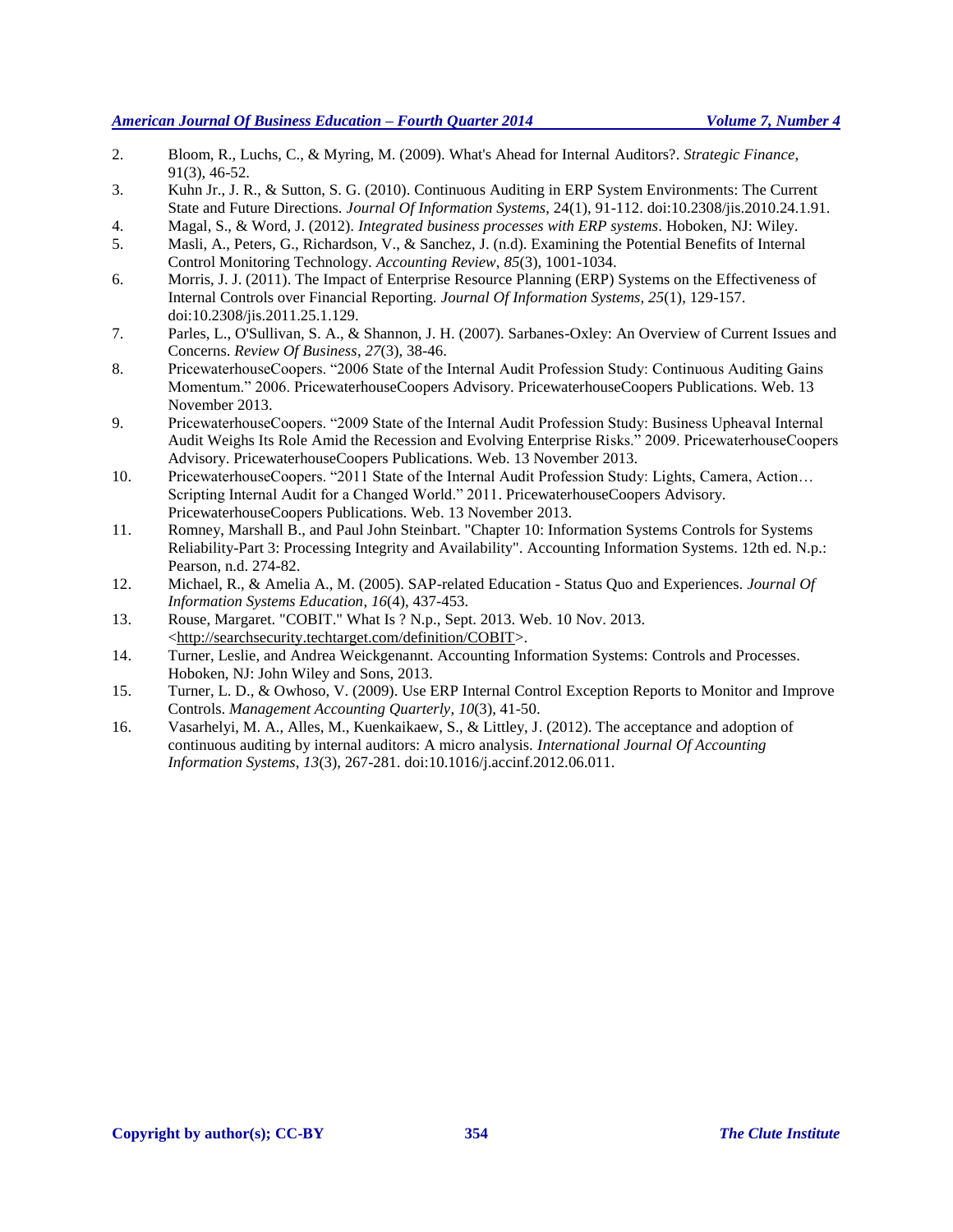2. Bloom, R., Luchs, C., & Myring, M. (2009). What's Ahead for Internal Auditors?. *Strategic Finance*, 91(3), 46-52.
3. Kuhn Jr., J. R., & Sutton, S. G. (2010). Continuous Auditing in ERP System Environments: The Current State and Future Directions. *Journal Of Information Systems*, 24(1), 91-112. doi:10.2308/jis.2010.24.1.91.
4. Magal, S., & Word, J. (2012). *Integrated business processes with ERP systems*. Hoboken, NJ: Wiley.
5. Masli, A., Peters, G., Richardson, V., & Sanchez, J. (n.d). Examining the Potential Benefits of Internal Control Monitoring Technology. *Accounting Review*, *85*(3), 1001-1034.
6. Morris, J. J. (2011). The Impact of Enterprise Resource Planning (ERP) Systems on the Effectiveness of Internal Controls over Financial Reporting. *Journal Of Information Systems*, *25*(1), 129-157. doi:10.2308/jis.2011.25.1.129.
7. Parles, L., O'Sullivan, S. A., & Shannon, J. H. (2007). Sarbanes-Oxley: An Overview of Current Issues and Concerns. *Review Of Business*, *27*(3), 38-46.
8. PricewaterhouseCoopers. "2006 State of the Internal Audit Profession Study: Continuous Auditing Gains Momentum." 2006. PricewaterhouseCoopers Advisory. PricewaterhouseCoopers Publications. Web. 13 November 2013.
9. PricewaterhouseCoopers. "2009 State of the Internal Audit Profession Study: Business Upheaval Internal Audit Weighs Its Role Amid the Recession and Evolving Enterprise Risks." 2009. PricewaterhouseCoopers Advisory. PricewaterhouseCoopers Publications. Web. 13 November 2013.
10. PricewaterhouseCoopers. "2011 State of the Internal Audit Profession Study: Lights, Camera, Action… Scripting Internal Audit for a Changed World." 2011. PricewaterhouseCoopers Advisory. PricewaterhouseCoopers Publications. Web. 13 November 2013.
11. Romney, Marshall B., and Paul John Steinbart. "Chapter 10: Information Systems Controls for Systems Reliability-Part 3: Processing Integrity and Availability". Accounting Information Systems. 12th ed. N.p.: Pearson, n.d. 274-82.
12. Michael, R., & Amelia A., M. (2005). SAP-related Education - Status Quo and Experiences. *Journal Of Information Systems Education*, *16*(4), 437-453.
13. Rouse, Margaret. "COBIT." What Is ? N.p., Sept. 2013. Web. 10 Nov. 2013. <http://searchsecurity.techtarget.com/definition/COBIT>.
14. Turner, Leslie, and Andrea Weickgenannt. Accounting Information Systems: Controls and Processes. Hoboken, NJ: John Wiley and Sons, 2013.
15. Turner, L. D., & Owhoso, V. (2009). Use ERP Internal Control Exception Reports to Monitor and Improve Controls. *Management Accounting Quarterly*, *10*(3), 41-50.
16. Vasarhelyi, M. A., Alles, M., Kuenkaikaew, S., & Littley, J. (2012). The acceptance and adoption of continuous auditing by internal auditors: A micro analysis. *International Journal Of Accounting Information Systems*, *13*(3), 267-281. doi:10.1016/j.accinf.2012.06.011.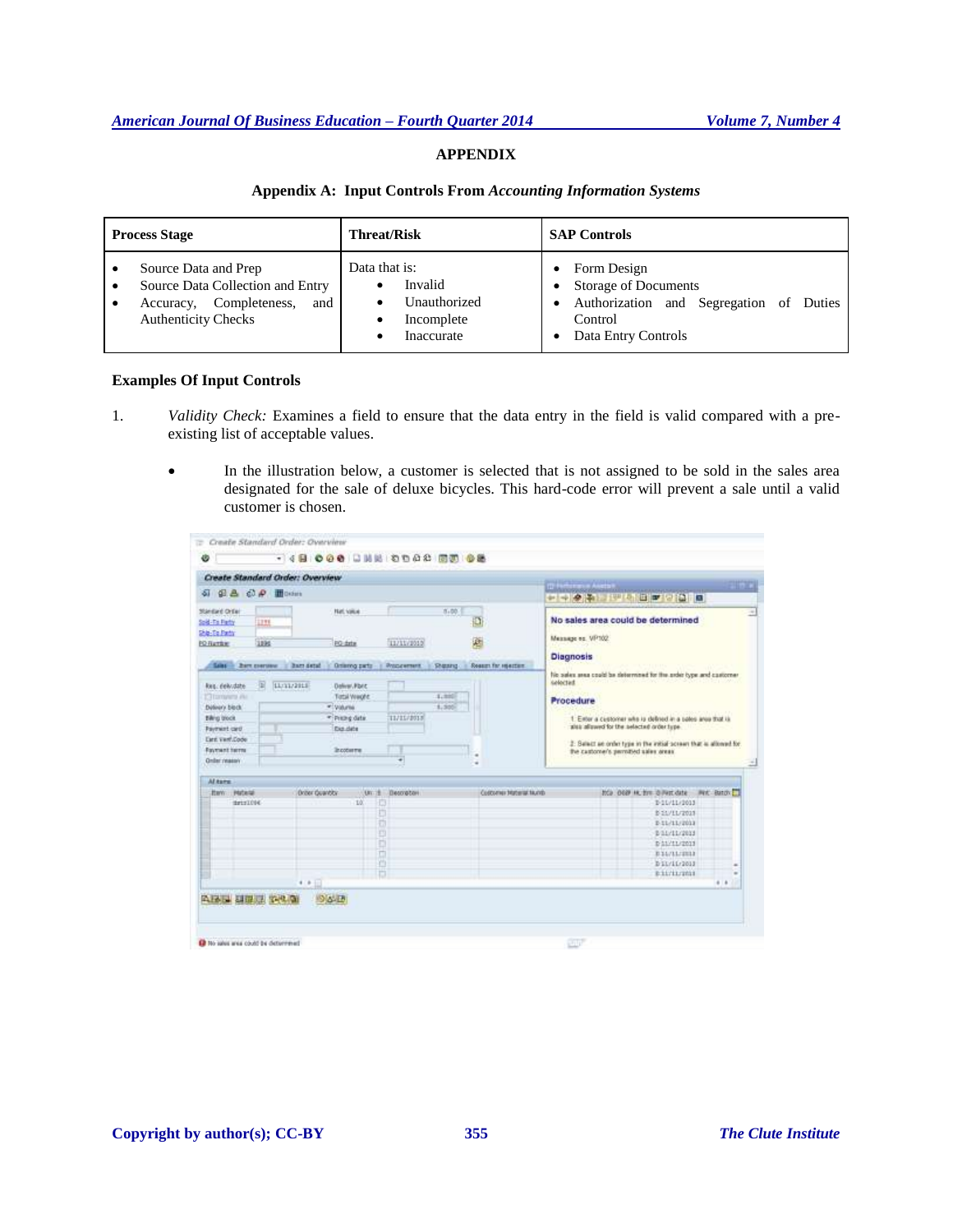## APPENDIX

### Appendix A: Input Controls From *Accounting Information Systems*

| Process Stage | Threat/Risk | SAP Controls |
| --- | --- | --- |
| • Source Data and Prep<br>• Source Data Collection and Entry<br>• Accuracy, Completeness, and Authenticity Checks | Data that is:<br>• Invalid<br>• Unauthorized<br>• Incomplete<br>• Inaccurate | • Form Design<br>• Storage of Documents<br>• Authorization and Segregation of Duties Control<br>• Data Entry Controls |

### Examples Of Input Controls

1. *Validity Check:* Examines a field to ensure that the data entry in the field is valid compared with a pre-existing list of acceptable values.

   - In the illustration below, a customer is selected that is not assigned to be sold in the sales area designated for the sale of deluxe bicycles. This hard-code error will prevent a sale until a valid customer is chosen.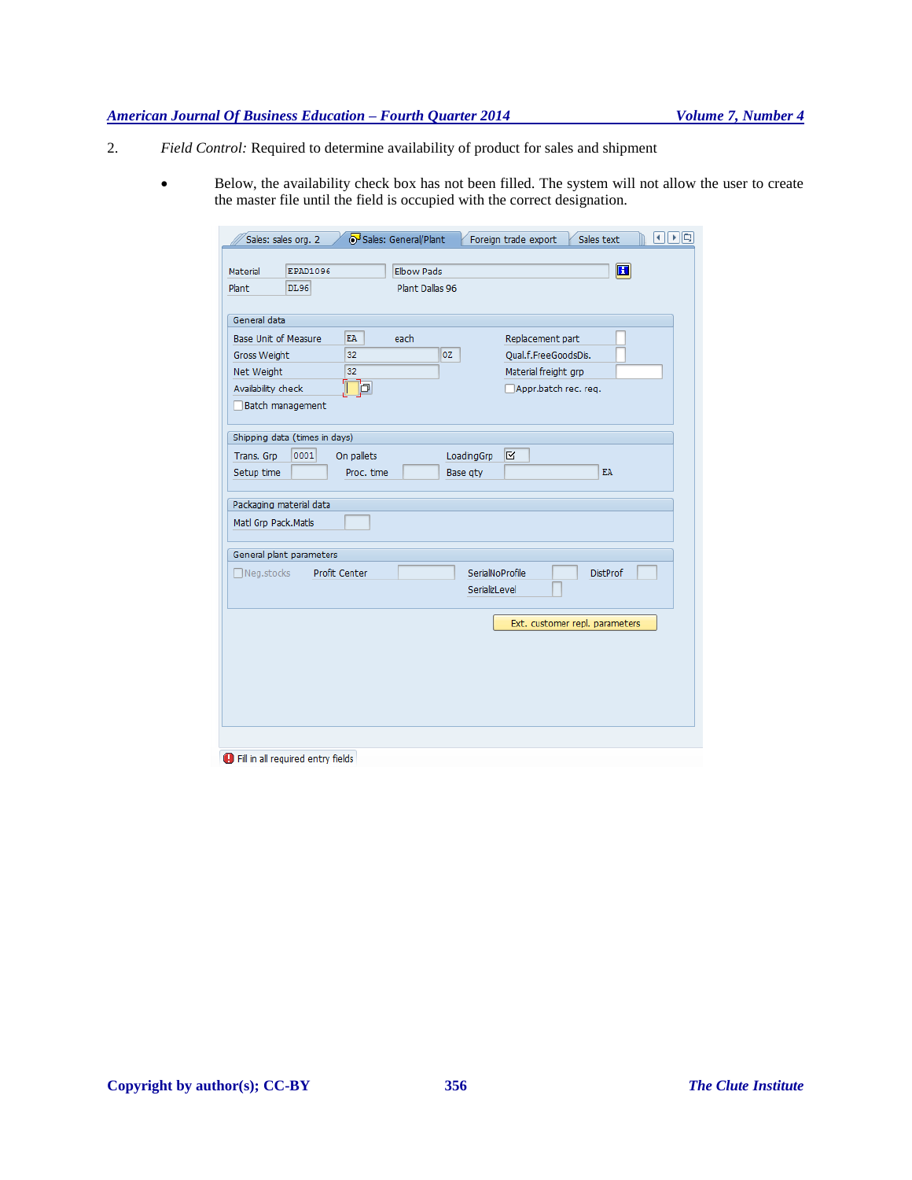2. *Field Control:* Required to determine availability of product for sales and shipment

- Below, the availability check box has not been filled. The system will not allow the user to create the master file until the field is occupied with the correct designation.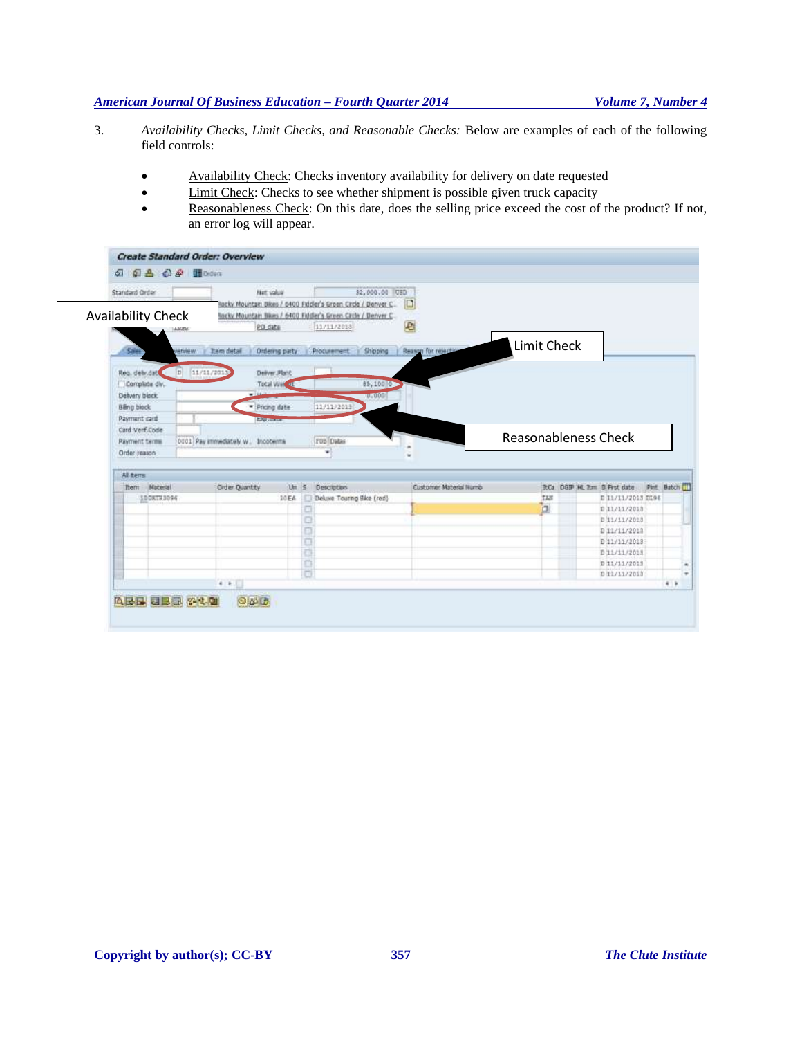3. *Availability Checks, Limit Checks, and Reasonable Checks:* Below are examples of each of the following field controls:

   - Availability Check: Checks inventory availability for delivery on date requested
   - Limit Check: Checks to see whether shipment is possible given truck capacity
   - Reasonableness Check: On this date, does the selling price exceed the cost of the product? If not, an error log will appear.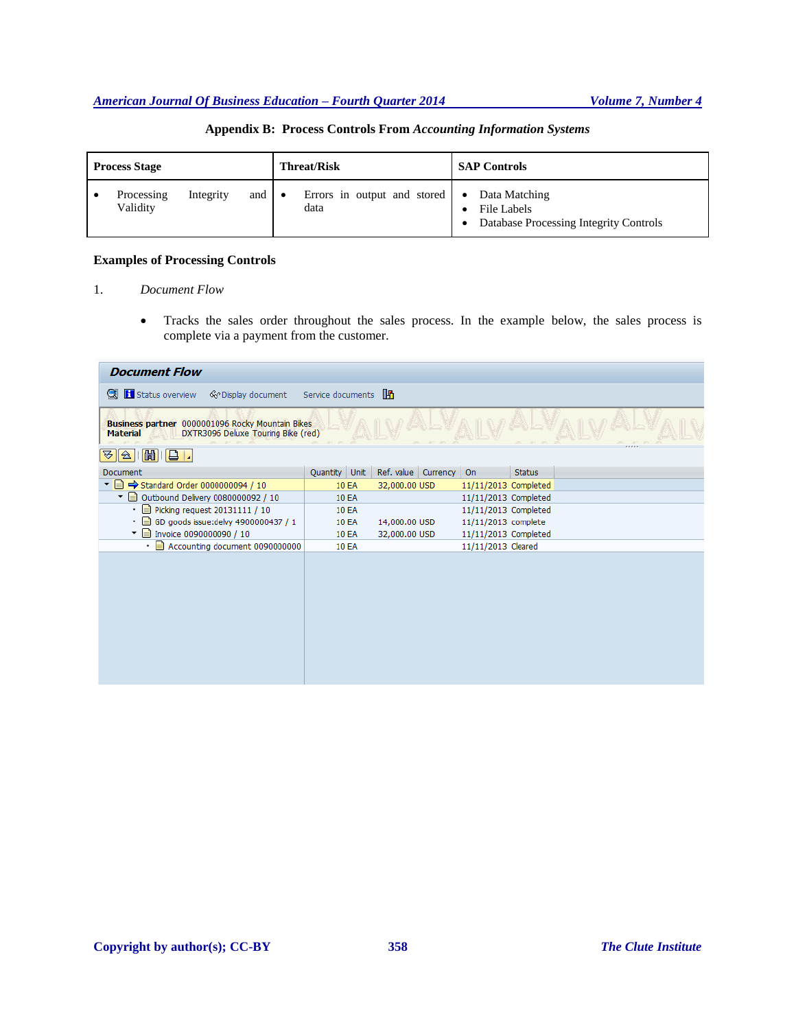### Appendix B: Process Controls From *Accounting Information Systems*

| Process Stage | Threat/Risk | SAP Controls |
|---|---|---|
| • Processing Integrity and Validity | • Errors in output and stored data | • Data Matching<br>• File Labels<br>• Database Processing Integrity Controls |

**Examples of Processing Controls**

1. *Document Flow*

- Tracks the sales order throughout the sales process. In the example below, the sales process is complete via a payment from the customer.

**Document Flow**

Status overview  Display document  Service documents

**Business partner** 0000001096 Rocky Mountain Bikes
**Material** DXTR3096 Deluxe Touring Bike (red)

| Document | Quantity | Unit | Ref. value | Currency | On | Status |
|---|---|---|---|---|---|---|
| Standard Order 0000000094 / 10 | 10 | EA | 32,000.00 | USD | 11/11/2013 | Completed |
| Outbound Delivery 0080000092 / 10 | 10 | EA | | | 11/11/2013 | Completed |
| Picking request 20131111 / 10 | 10 | EA | | | 11/11/2013 | Completed |
| GD goods issue:delvy 4900000437 / 1 | 10 | EA | 14,000.00 | USD | 11/11/2013 | complete |
| Invoice 0090000090 / 10 | 10 | EA | 32,000.00 | USD | 11/11/2013 | Completed |
| Accounting document 0090000000 | 10 | EA | | | 11/11/2013 | Cleared |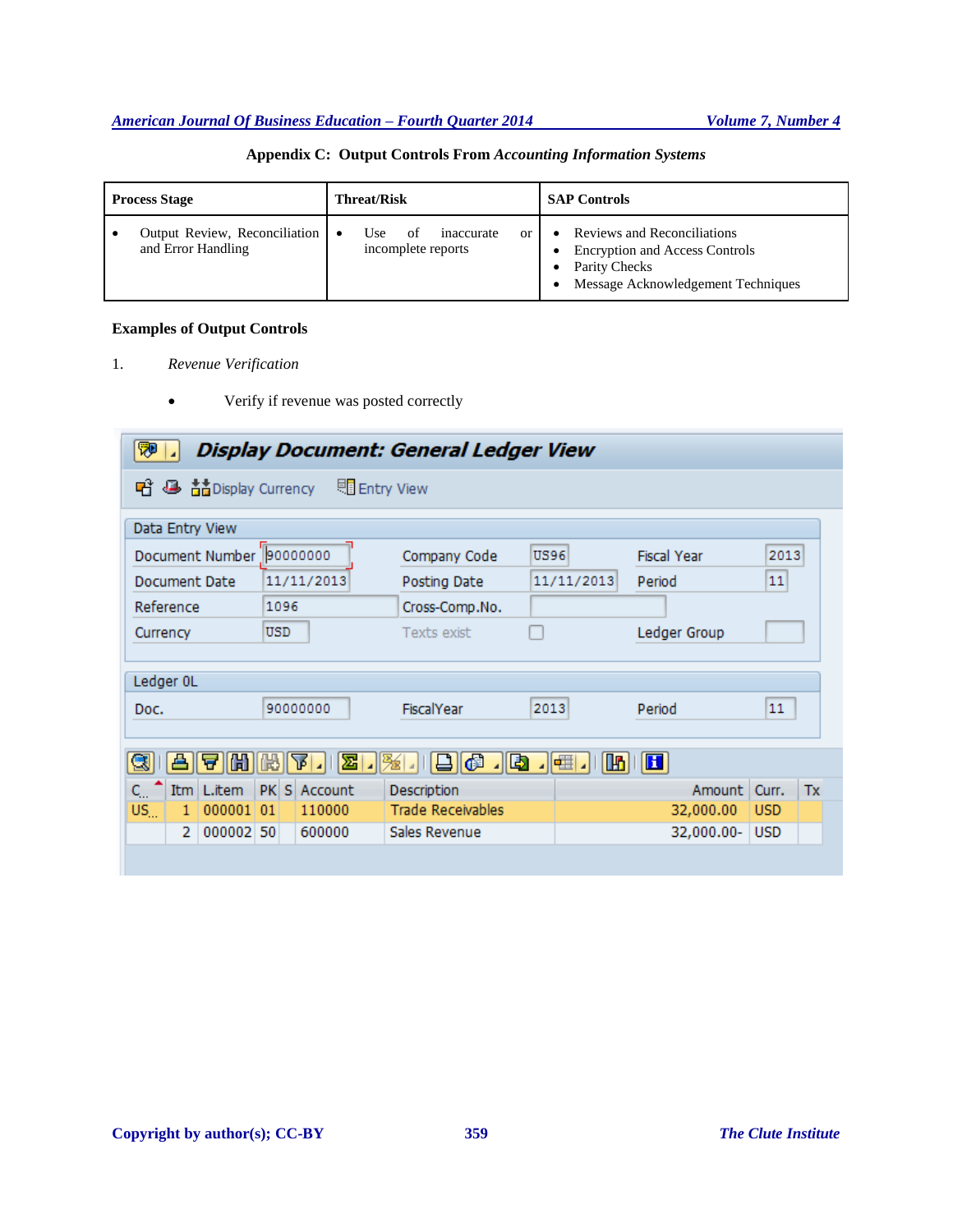**Appendix C: Output Controls From *Accounting Information Systems***

| Process Stage | Threat/Risk | SAP Controls |
|---|---|---|
| • Output Review, Reconciliation and Error Handling | • Use of inaccurate or incomplete reports | • Reviews and Reconciliations<br>• Encryption and Access Controls<br>• Parity Checks<br>• Message Acknowledgement Techniques |

### Examples of Output Controls

1. *Revenue Verification*

    - Verify if revenue was posted correctly

**Display Document: General Ledger View**

Display Currency | Entry View

Data Entry View

| | | | | | |
|---|---|---|---|---|---|
| Document Number | 90000000 | Company Code | US96 | Fiscal Year | 2013 |
| Document Date | 11/11/2013 | Posting Date | 11/11/2013 | Period | 11 |
| Reference | 1096 | Cross-Comp.No. | | | |
| Currency | USD | Texts exist | | Ledger Group | |

Ledger 0L

| | | | | | |
|---|---|---|---|---|---|
| Doc. | 90000000 | FiscalYear | 2013 | Period | 11 |

| C... | Itm | L.item | PK | S | Account | Description | Amount | Curr. | Tx |
|---|---|---|---|---|---|---|---|---|---|
| US... | 1 | 000001 | 01 | | 110000 | Trade Receivables | 32,000.00 | USD | |
| | 2 | 000002 | 50 | | 600000 | Sales Revenue | 32,000.00- | USD | |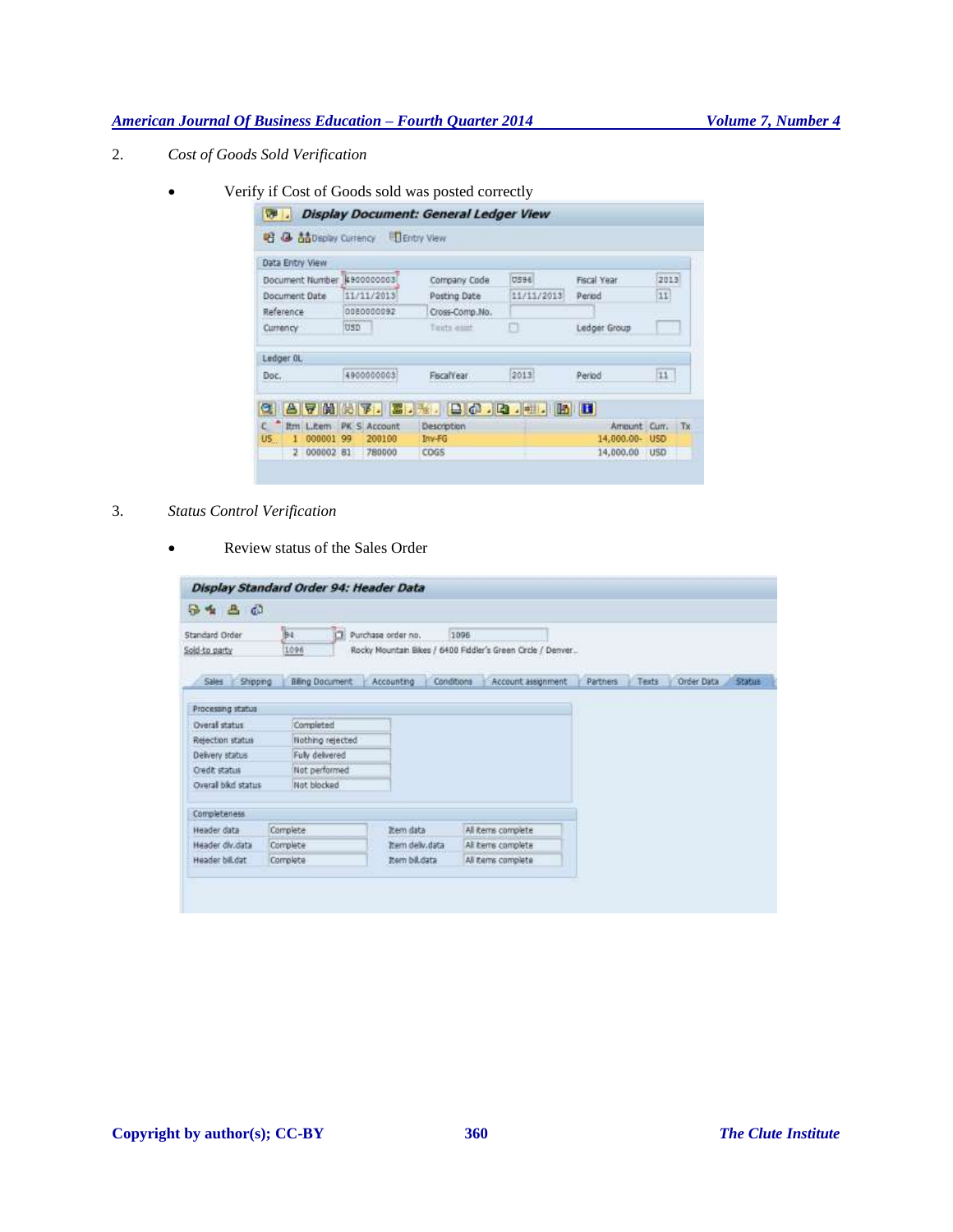2. *Cost of Goods Sold Verification*

- Verify if Cost of Goods sold was posted correctly

**Display Document: General Ledger View**

Display Currency | Entry View

Data Entry View

| | | | | | |
|---|---|---|---|---|---|
| Document Number | 4900000003 | Company Code | US96 | Fiscal Year | 2013 |
| Document Date | 11/11/2013 | Posting Date | 11/11/2013 | Period | 11 |
| Reference | 0080000092 | Cross-Comp.No. | | | |
| Currency | USD | Texts exist | | Ledger Group | |

Ledger 0L

| | | | | | |
|---|---|---|---|---|---|
| Doc. | 4900000003 | FiscalYear | 2013 | Period | 11 |

| C | Itm | L.item | PK | S | Account | Description | Amount | Curr. | Tx |
|---|---|---|---|---|---|---|---|---|---|
| US | 1 | 000001 | 99 | | 200100 | Inv-FG | 14,000.00- | USD | |
| | 2 | 000002 | 81 | | 780000 | COGS | 14,000.00 | USD | |

3. *Status Control Verification*

- Review status of the Sales Order

**Display Standard Order 94: Header Data**

| | | | |
|---|---|---|---|
| Standard Order | 94 | Purchase order no. | 1096 |
| Sold-to party | 1096 | Rocky Mountain Bikes / 6400 Fiddler's Green Circle / Denver.. | |

Sales | Shipping | Billing Document | Accounting | Conditions | Account assignment | Partners | Texts | Order Data | Status

Processing status

| | |
|---|---|
| Overall status | Completed |
| Rejection status | Nothing rejected |
| Delivery status | Fully delivered |
| Credit status | Not performed |
| Overall blkd status | Not blocked |

Completeness

| | | | |
|---|---|---|---|
| Header data | Complete | Item data | All items complete |
| Header dlv.data | Complete | Item delv.data | All items complete |
| Header bill.dat | Complete | Item bill.data | All items complete |